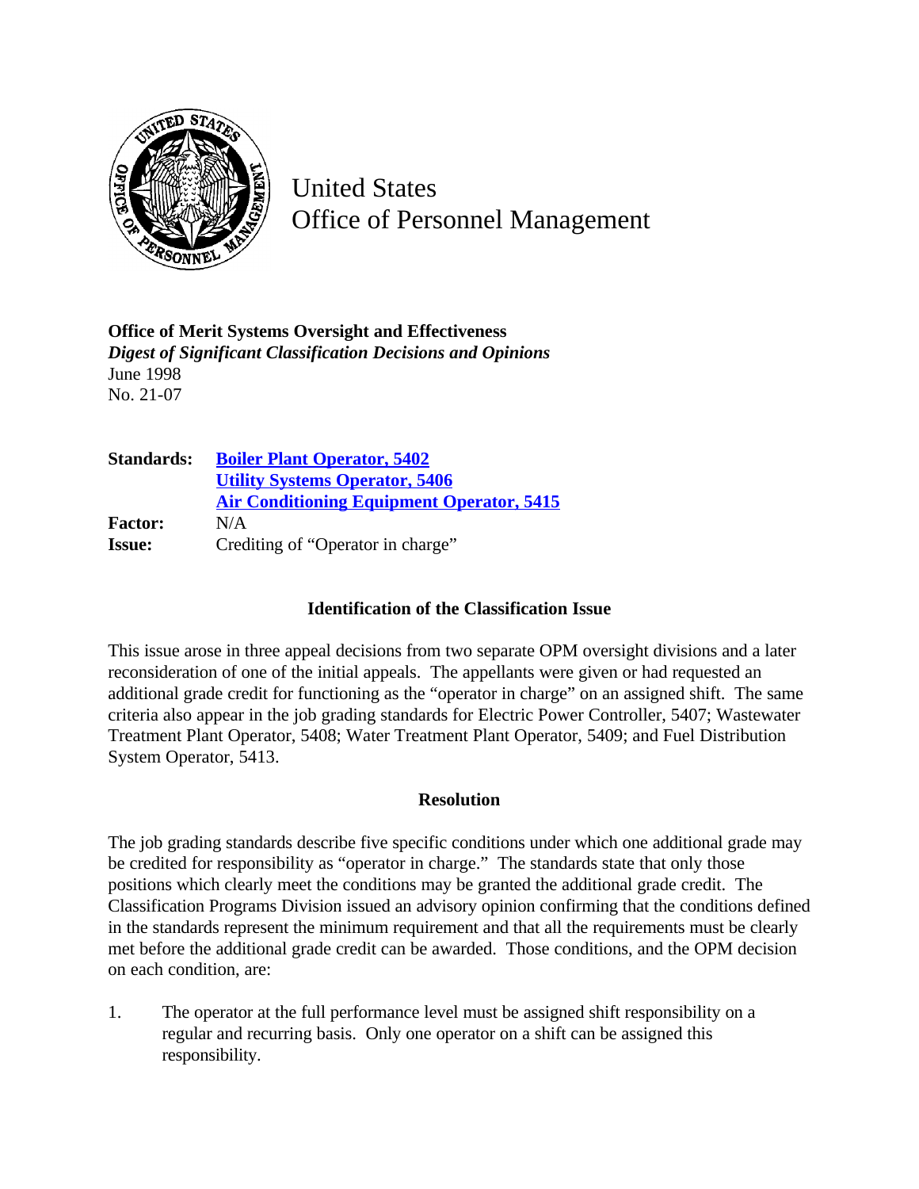United States
Office of Personnel Management

**Office of Merit Systems Oversight and Effectiveness**
***Digest of Significant Classification Decisions and Opinions***
June 1998
No. 21-07

| | |
|---|---|
| **Standards:** | **Boiler Plant Operator, 5402** |
| | **Utility Systems Operator, 5406** |
| | **Air Conditioning Equipment Operator, 5415** |
| **Factor:** | N/A |
| **Issue:** | Crediting of "Operator in charge" |

## Identification of the Classification Issue

This issue arose in three appeal decisions from two separate OPM oversight divisions and a later reconsideration of one of the initial appeals. The appellants were given or had requested an additional grade credit for functioning as the "operator in charge" on an assigned shift. The same criteria also appear in the job grading standards for Electric Power Controller, 5407; Wastewater Treatment Plant Operator, 5408; Water Treatment Plant Operator, 5409; and Fuel Distribution System Operator, 5413.

## Resolution

The job grading standards describe five specific conditions under which one additional grade may be credited for responsibility as "operator in charge." The standards state that only those positions which clearly meet the conditions may be granted the additional grade credit. The Classification Programs Division issued an advisory opinion confirming that the conditions defined in the standards represent the minimum requirement and that all the requirements must be clearly met before the additional grade credit can be awarded. Those conditions, and the OPM decision on each condition, are:

1. The operator at the full performance level must be assigned shift responsibility on a regular and recurring basis. Only one operator on a shift can be assigned this responsibility.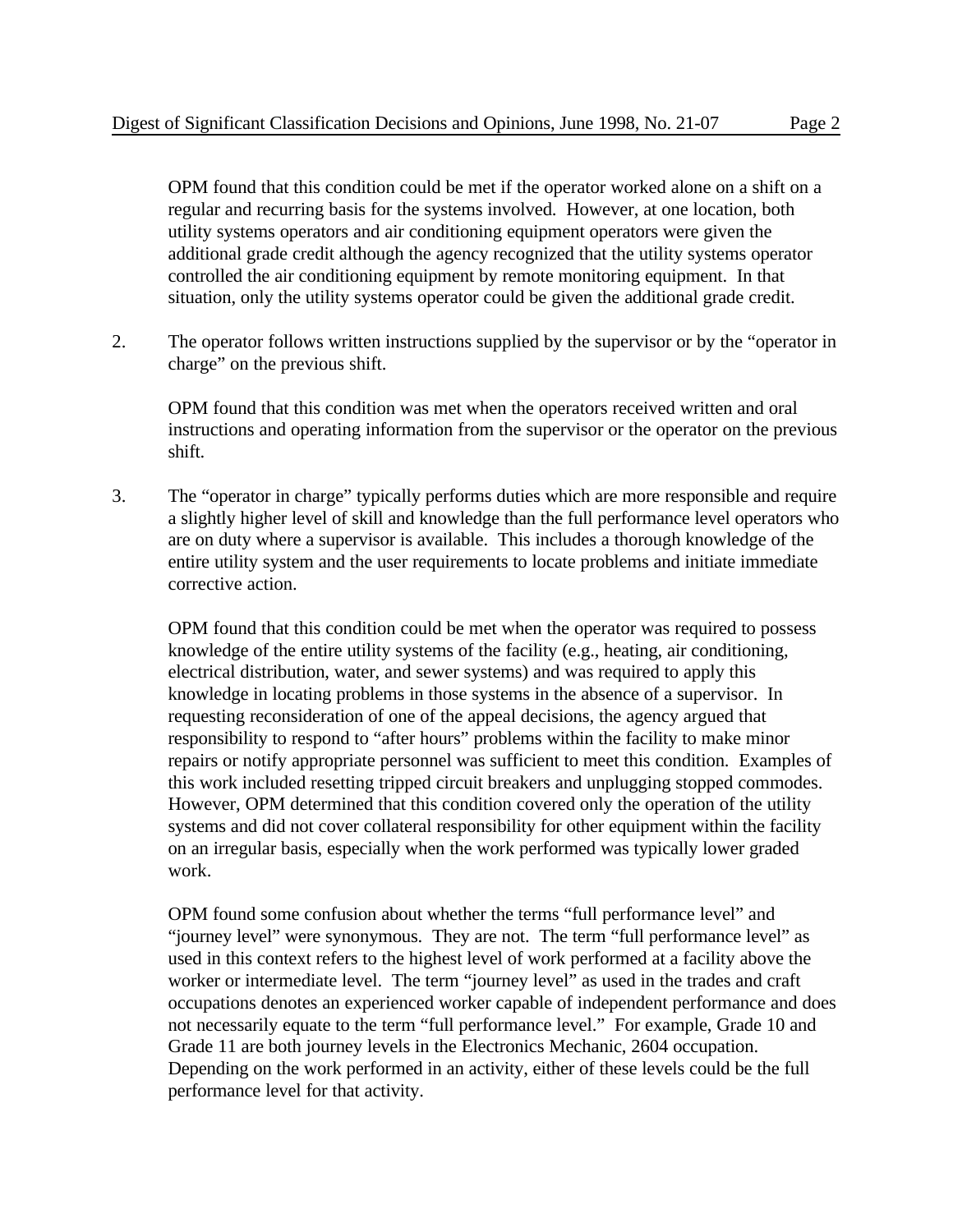OPM found that this condition could be met if the operator worked alone on a shift on a regular and recurring basis for the systems involved. However, at one location, both utility systems operators and air conditioning equipment operators were given the additional grade credit although the agency recognized that the utility systems operator controlled the air conditioning equipment by remote monitoring equipment. In that situation, only the utility systems operator could be given the additional grade credit.

2. The operator follows written instructions supplied by the supervisor or by the "operator in charge" on the previous shift.

   OPM found that this condition was met when the operators received written and oral instructions and operating information from the supervisor or the operator on the previous shift.

3. The "operator in charge" typically performs duties which are more responsible and require a slightly higher level of skill and knowledge than the full performance level operators who are on duty where a supervisor is available. This includes a thorough knowledge of the entire utility system and the user requirements to locate problems and initiate immediate corrective action.

   OPM found that this condition could be met when the operator was required to possess knowledge of the entire utility systems of the facility (e.g., heating, air conditioning, electrical distribution, water, and sewer systems) and was required to apply this knowledge in locating problems in those systems in the absence of a supervisor. In requesting reconsideration of one of the appeal decisions, the agency argued that responsibility to respond to "after hours" problems within the facility to make minor repairs or notify appropriate personnel was sufficient to meet this condition. Examples of this work included resetting tripped circuit breakers and unplugging stopped commodes. However, OPM determined that this condition covered only the operation of the utility systems and did not cover collateral responsibility for other equipment within the facility on an irregular basis, especially when the work performed was typically lower graded work.

   OPM found some confusion about whether the terms "full performance level" and "journey level" were synonymous. They are not. The term "full performance level" as used in this context refers to the highest level of work performed at a facility above the worker or intermediate level. The term "journey level" as used in the trades and craft occupations denotes an experienced worker capable of independent performance and does not necessarily equate to the term "full performance level." For example, Grade 10 and Grade 11 are both journey levels in the Electronics Mechanic, 2604 occupation. Depending on the work performed in an activity, either of these levels could be the full performance level for that activity.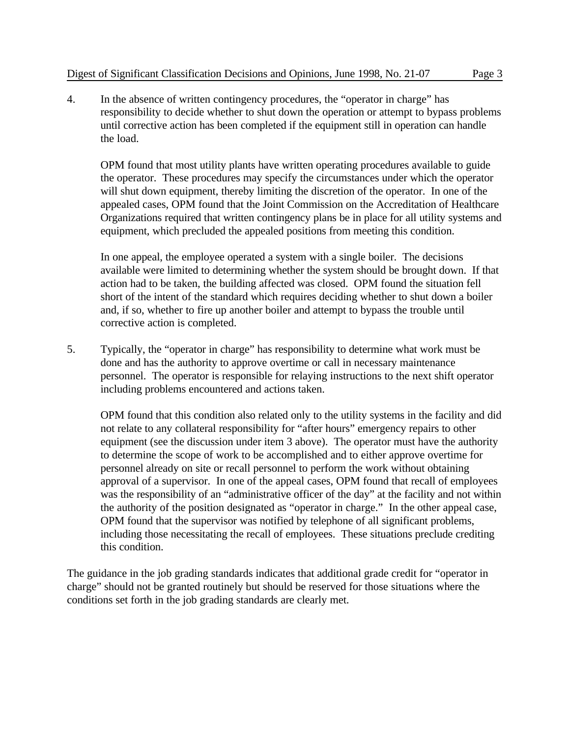4. In the absence of written contingency procedures, the "operator in charge" has responsibility to decide whether to shut down the operation or attempt to bypass problems until corrective action has been completed if the equipment still in operation can handle the load.

   OPM found that most utility plants have written operating procedures available to guide the operator. These procedures may specify the circumstances under which the operator will shut down equipment, thereby limiting the discretion of the operator. In one of the appealed cases, OPM found that the Joint Commission on the Accreditation of Healthcare Organizations required that written contingency plans be in place for all utility systems and equipment, which precluded the appealed positions from meeting this condition.

   In one appeal, the employee operated a system with a single boiler. The decisions available were limited to determining whether the system should be brought down. If that action had to be taken, the building affected was closed. OPM found the situation fell short of the intent of the standard which requires deciding whether to shut down a boiler and, if so, whether to fire up another boiler and attempt to bypass the trouble until corrective action is completed.

5. Typically, the "operator in charge" has responsibility to determine what work must be done and has the authority to approve overtime or call in necessary maintenance personnel. The operator is responsible for relaying instructions to the next shift operator including problems encountered and actions taken.

   OPM found that this condition also related only to the utility systems in the facility and did not relate to any collateral responsibility for "after hours" emergency repairs to other equipment (see the discussion under item 3 above). The operator must have the authority to determine the scope of work to be accomplished and to either approve overtime for personnel already on site or recall personnel to perform the work without obtaining approval of a supervisor. In one of the appeal cases, OPM found that recall of employees was the responsibility of an "administrative officer of the day" at the facility and not within the authority of the position designated as "operator in charge." In the other appeal case, OPM found that the supervisor was notified by telephone of all significant problems, including those necessitating the recall of employees. These situations preclude crediting this condition.

The guidance in the job grading standards indicates that additional grade credit for "operator in charge" should not be granted routinely but should be reserved for those situations where the conditions set forth in the job grading standards are clearly met.